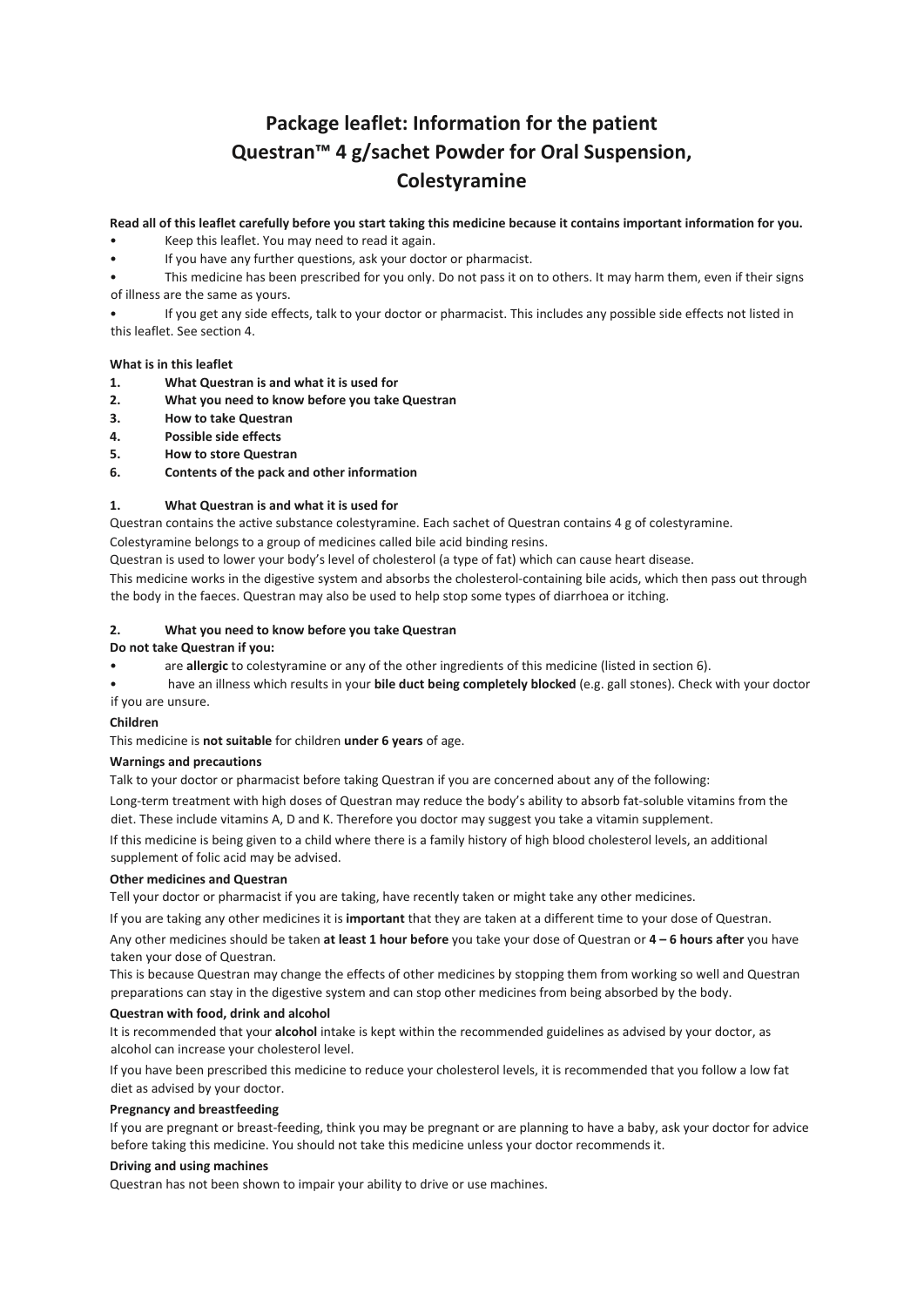# Package leaflet: Information for the patient
# Questran™ 4 g/sachet Powder for Oral Suspension, Colestyramine

**Read all of this leaflet carefully before you start taking this medicine because it contains important information for you.**

- Keep this leaflet. You may need to read it again.
- If you have any further questions, ask your doctor or pharmacist.
- This medicine has been prescribed for you only. Do not pass it on to others. It may harm them, even if their signs of illness are the same as yours.
- If you get any side effects, talk to your doctor or pharmacist. This includes any possible side effects not listed in this leaflet. See section 4.

**What is in this leaflet**

1. **What Questran is and what it is used for**
2. **What you need to know before you take Questran**
3. **How to take Questran**
4. **Possible side effects**
5. **How to store Questran**
6. **Contents of the pack and other information**

## 1. What Questran is and what it is used for

Questran contains the active substance colestyramine. Each sachet of Questran contains 4 g of colestyramine.
Colestyramine belongs to a group of medicines called bile acid binding resins.
Questran is used to lower your body's level of cholesterol (a type of fat) which can cause heart disease.
This medicine works in the digestive system and absorbs the cholesterol-containing bile acids, which then pass out through the body in the faeces. Questran may also be used to help stop some types of diarrhoea or itching.

## 2. What you need to know before you take Questran

**Do not take Questran if you:**

- are **allergic** to colestyramine or any of the other ingredients of this medicine (listed in section 6).
- have an illness which results in your **bile duct being completely blocked** (e.g. gall stones). Check with your doctor if you are unsure.

**Children**

This medicine is **not suitable** for children **under 6 years** of age.

**Warnings and precautions**

Talk to your doctor or pharmacist before taking Questran if you are concerned about any of the following:

Long-term treatment with high doses of Questran may reduce the body's ability to absorb fat-soluble vitamins from the diet. These include vitamins A, D and K. Therefore you doctor may suggest you take a vitamin supplement.

If this medicine is being given to a child where there is a family history of high blood cholesterol levels, an additional supplement of folic acid may be advised.

**Other medicines and Questran**

Tell your doctor or pharmacist if you are taking, have recently taken or might take any other medicines.

If you are taking any other medicines it is **important** that they are taken at a different time to your dose of Questran.

Any other medicines should be taken **at least 1 hour before** you take your dose of Questran or **4 – 6 hours after** you have taken your dose of Questran.

This is because Questran may change the effects of other medicines by stopping them from working so well and Questran preparations can stay in the digestive system and can stop other medicines from being absorbed by the body.

**Questran with food, drink and alcohol**

It is recommended that your **alcohol** intake is kept within the recommended guidelines as advised by your doctor, as alcohol can increase your cholesterol level.

If you have been prescribed this medicine to reduce your cholesterol levels, it is recommended that you follow a low fat diet as advised by your doctor.

**Pregnancy and breastfeeding**

If you are pregnant or breast-feeding, think you may be pregnant or are planning to have a baby, ask your doctor for advice before taking this medicine. You should not take this medicine unless your doctor recommends it.

**Driving and using machines**

Questran has not been shown to impair your ability to drive or use machines.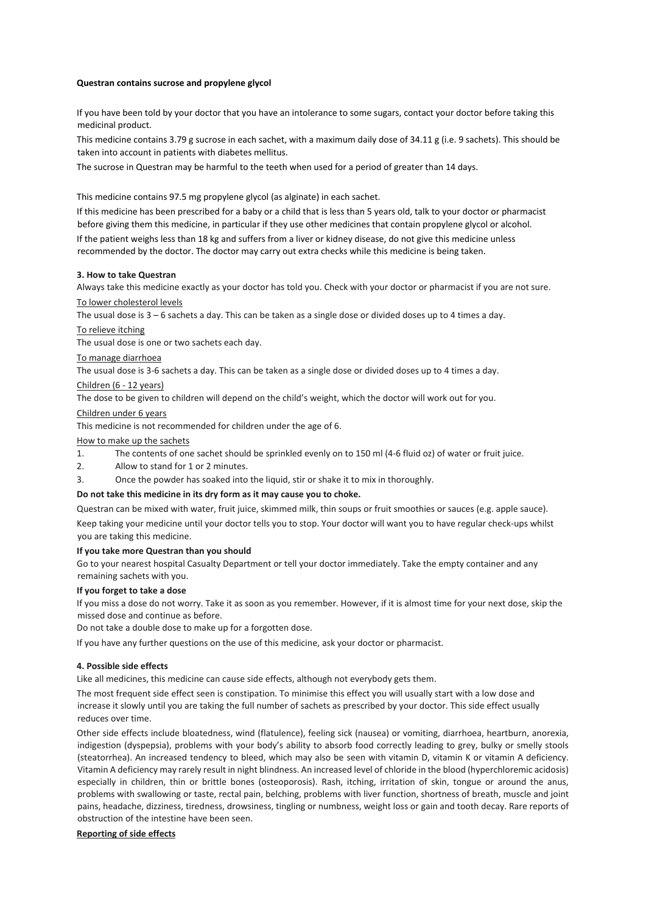**Questran contains sucrose and propylene glycol**

If you have been told by your doctor that you have an intolerance to some sugars, contact your doctor before taking this medicinal product.

This medicine contains 3.79 g sucrose in each sachet, with a maximum daily dose of 34.11 g (i.e. 9 sachets). This should be taken into account in patients with diabetes mellitus.

The sucrose in Questran may be harmful to the teeth when used for a period of greater than 14 days.

This medicine contains 97.5 mg propylene glycol (as alginate) in each sachet.

If this medicine has been prescribed for a baby or a child that is less than 5 years old, talk to your doctor or pharmacist before giving them this medicine, in particular if they use other medicines that contain propylene glycol or alcohol.

If the patient weighs less than 18 kg and suffers from a liver or kidney disease, do not give this medicine unless recommended by the doctor. The doctor may carry out extra checks while this medicine is being taken.

## 3. How to take Questran

Always take this medicine exactly as your doctor has told you. Check with your doctor or pharmacist if you are not sure.

To lower cholesterol levels

The usual dose is 3 – 6 sachets a day. This can be taken as a single dose or divided doses up to 4 times a day.

To relieve itching

The usual dose is one or two sachets each day.

To manage diarrhoea

The usual dose is 3-6 sachets a day. This can be taken as a single dose or divided doses up to 4 times a day.

Children (6 - 12 years)

The dose to be given to children will depend on the child's weight, which the doctor will work out for you.

Children under 6 years

This medicine is not recommended for children under the age of 6.

How to make up the sachets

1. The contents of one sachet should be sprinkled evenly on to 150 ml (4-6 fluid oz) of water or fruit juice.
2. Allow to stand for 1 or 2 minutes.
3. Once the powder has soaked into the liquid, stir or shake it to mix in thoroughly.

**Do not take this medicine in its dry form as it may cause you to choke.**

Questran can be mixed with water, fruit juice, skimmed milk, thin soups or fruit smoothies or sauces (e.g. apple sauce).

Keep taking your medicine until your doctor tells you to stop. Your doctor will want you to have regular check-ups whilst you are taking this medicine.

**If you take more Questran than you should**

Go to your nearest hospital Casualty Department or tell your doctor immediately. Take the empty container and any remaining sachets with you.

**If you forget to take a dose**

If you miss a dose do not worry. Take it as soon as you remember. However, if it is almost time for your next dose, skip the missed dose and continue as before.

Do not take a double dose to make up for a forgotten dose.

If you have any further questions on the use of this medicine, ask your doctor or pharmacist.

## 4. Possible side effects

Like all medicines, this medicine can cause side effects, although not everybody gets them.

The most frequent side effect seen is constipation. To minimise this effect you will usually start with a low dose and increase it slowly until you are taking the full number of sachets as prescribed by your doctor. This side effect usually reduces over time.

Other side effects include bloatedness, wind (flatulence), feeling sick (nausea) or vomiting, diarrhoea, heartburn, anorexia, indigestion (dyspepsia), problems with your body's ability to absorb food correctly leading to grey, bulky or smelly stools (steatorrhea). An increased tendency to bleed, which may also be seen with vitamin D, vitamin K or vitamin A deficiency. Vitamin A deficiency may rarely result in night blindness. An increased level of chloride in the blood (hyperchloremic acidosis) especially in children, thin or brittle bones (osteoporosis). Rash, itching, irritation of skin, tongue or around the anus, problems with swallowing or taste, rectal pain, belching, problems with liver function, shortness of breath, muscle and joint pains, headache, dizziness, tiredness, drowsiness, tingling or numbness, weight loss or gain and tooth decay. Rare reports of obstruction of the intestine have been seen.

**Reporting of side effects**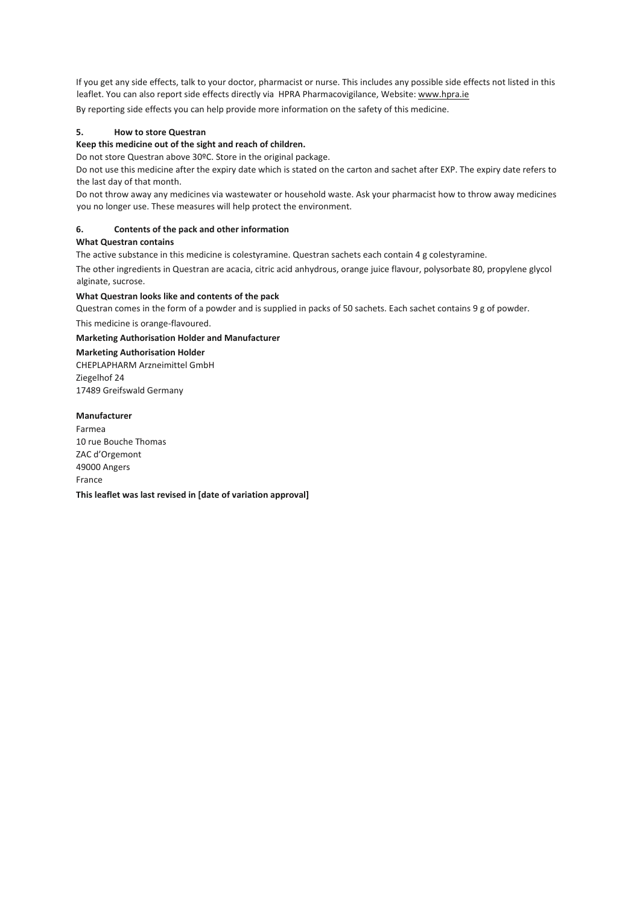If you get any side effects, talk to your doctor, pharmacist or nurse. This includes any possible side effects not listed in this leaflet. You can also report side effects directly via HPRA Pharmacovigilance, Website: www.hpra.ie

By reporting side effects you can help provide more information on the safety of this medicine.

## 5. How to store Questran

**Keep this medicine out of the sight and reach of children.**

Do not store Questran above 30ºC. Store in the original package.

Do not use this medicine after the expiry date which is stated on the carton and sachet after EXP. The expiry date refers to the last day of that month.

Do not throw away any medicines via wastewater or household waste. Ask your pharmacist how to throw away medicines you no longer use. These measures will help protect the environment.

## 6. Contents of the pack and other information

**What Questran contains**

The active substance in this medicine is colestyramine. Questran sachets each contain 4 g colestyramine.

The other ingredients in Questran are acacia, citric acid anhydrous, orange juice flavour, polysorbate 80, propylene glycol alginate, sucrose.

**What Questran looks like and contents of the pack**

Questran comes in the form of a powder and is supplied in packs of 50 sachets. Each sachet contains 9 g of powder.

This medicine is orange-flavoured.

**Marketing Authorisation Holder and Manufacturer**

**Marketing Authorisation Holder**

CHEPLAPHARM Arzneimittel GmbH
Ziegelhof 24
17489 Greifswald Germany

**Manufacturer**

Farmea
10 rue Bouche Thomas
ZAC d'Orgemont
49000 Angers
France

**This leaflet was last revised in [date of variation approval]**